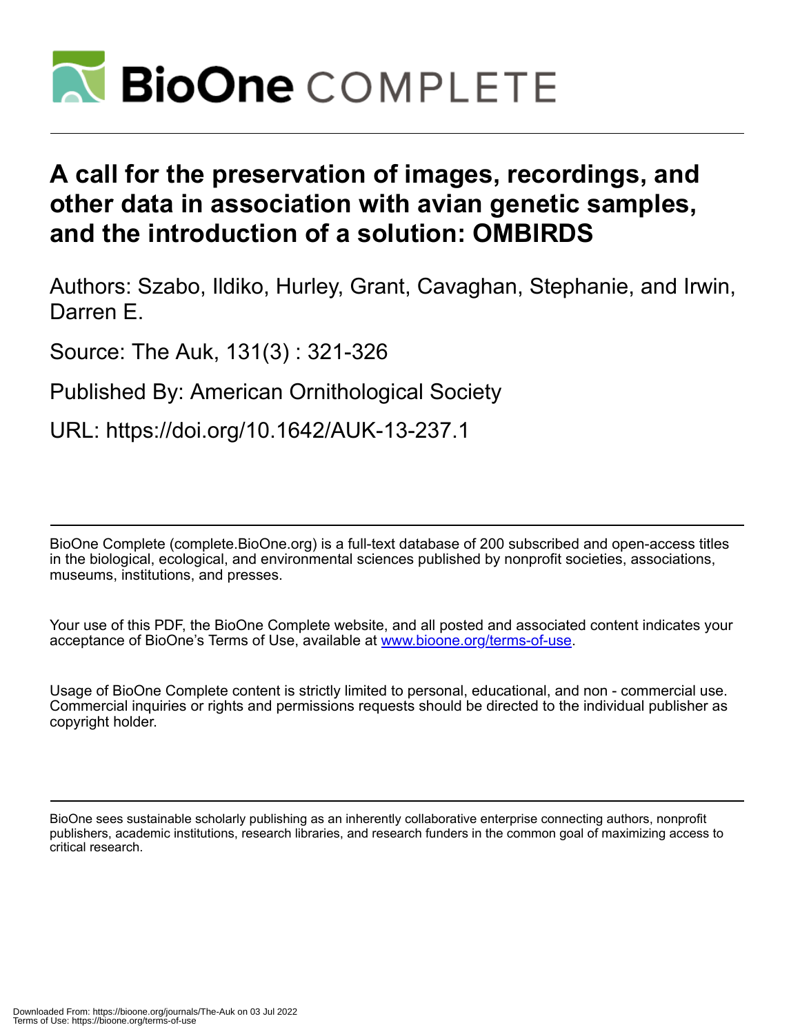# A call for the preservation of images, recordings, and other data in association with avian genetic samples, and the introduction of a solution: OMBIRDS

Authors: Szabo, Ildiko, Hurley, Grant, Cavaghan, Stephanie, and Irwin, Darren E.

Source: The Auk, 131(3) : 321-326

Published By: American Ornithological Society

URL: https://doi.org/10.1642/AUK-13-237.1

---

BioOne Complete (complete.BioOne.org) is a full-text database of 200 subscribed and open-access titles in the biological, ecological, and environmental sciences published by nonprofit societies, associations, museums, institutions, and presses.

Your use of this PDF, the BioOne Complete website, and all posted and associated content indicates your acceptance of BioOne's Terms of Use, available at www.bioone.org/terms-of-use.

Usage of BioOne Complete content is strictly limited to personal, educational, and non - commercial use. Commercial inquiries or rights and permissions requests should be directed to the individual publisher as copyright holder.

---

BioOne sees sustainable scholarly publishing as an inherently collaborative enterprise connecting authors, nonprofit publishers, academic institutions, research libraries, and research funders in the common goal of maximizing access to critical research.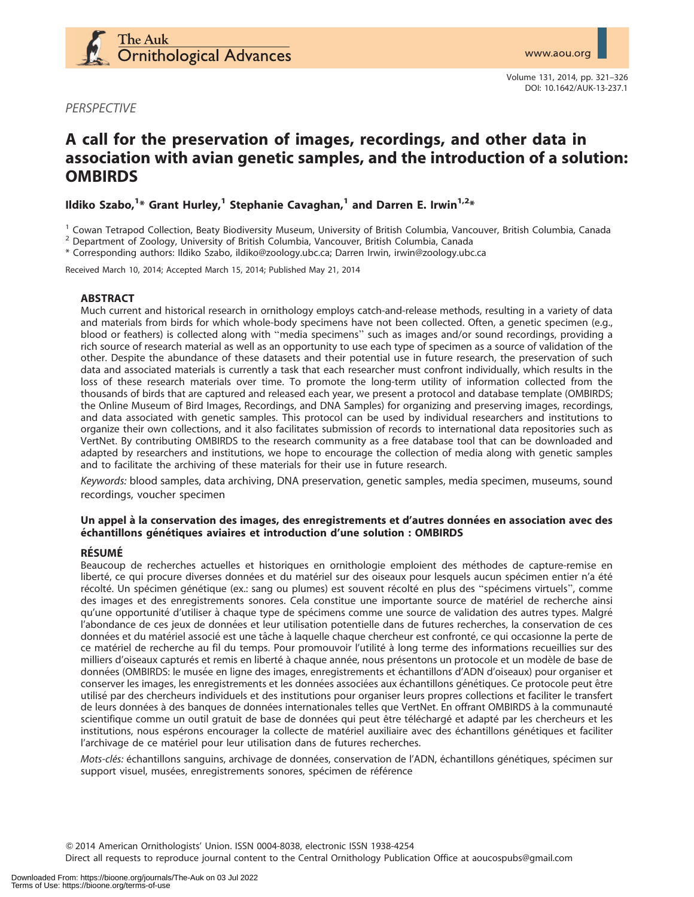PERSPECTIVE

# A call for the preservation of images, recordings, and other data in association with avian genetic samples, and the introduction of a solution: OMBIRDS

**Ildiko Szabo,[1]* Grant Hurley,[1] Stephanie Cavaghan,[1] and Darren E. Irwin[1,2]***

[1] Cowan Tetrapod Collection, Beaty Biodiversity Museum, University of British Columbia, Vancouver, British Columbia, Canada
[2] Department of Zoology, University of British Columbia, Vancouver, British Columbia, Canada
* Corresponding authors: Ildiko Szabo, ildiko@zoology.ubc.ca; Darren Irwin, irwin@zoology.ubc.ca

Received March 10, 2014; Accepted March 15, 2014; Published May 21, 2014

## ABSTRACT

Much current and historical research in ornithology employs catch-and-release methods, resulting in a variety of data and materials from birds for which whole-body specimens have not been collected. Often, a genetic specimen (e.g., blood or feathers) is collected along with "media specimens" such as images and/or sound recordings, providing a rich source of research material as well as an opportunity to use each type of specimen as a source of validation of the other. Despite the abundance of these datasets and their potential use in future research, the preservation of such data and associated materials is currently a task that each researcher must confront individually, which results in the loss of these research materials over time. To promote the long-term utility of information collected from the thousands of birds that are captured and released each year, we present a protocol and database template (OMBIRDS; the Online Museum of Bird Images, Recordings, and DNA Samples) for organizing and preserving images, recordings, and data associated with genetic samples. This protocol can be used by individual researchers and institutions to organize their own collections, and it also facilitates submission of records to international data repositories such as VertNet. By contributing OMBIRDS to the research community as a free database tool that can be downloaded and adapted by researchers and institutions, we hope to encourage the collection of media along with genetic samples and to facilitate the archiving of these materials for their use in future research.

*Keywords:* blood samples, data archiving, DNA preservation, genetic samples, media specimen, museums, sound recordings, voucher specimen

**Un appel à la conservation des images, des enregistrements et d'autres données en association avec des échantillons génétiques aviaires et introduction d'une solution : OMBIRDS**

## RÉSUMÉ

Beaucoup de recherches actuelles et historiques en ornithologie emploient des méthodes de capture-remise en liberté, ce qui procure diverses données et du matériel sur des oiseaux pour lesquels aucun spécimen entier n'a été récolté. Un spécimen génétique (ex.: sang ou plumes) est souvent récolté en plus des "spécimens virtuels", comme des images et des enregistrements sonores. Cela constitue une importante source de matériel de recherche ainsi qu'une opportunité d'utiliser à chaque type de spécimens comme une source de validation des autres types. Malgré l'abondance de ces jeux de données et leur utilisation potentielle dans de futures recherches, la conservation de ces données et du matériel associé est une tâche à laquelle chaque chercheur est confronté, ce qui occasionne la perte de ce matériel de recherche au fil du temps. Pour promouvoir l'utilité à long terme des informations recueillies sur des milliers d'oiseaux capturés et remis en liberté à chaque année, nous présentons un protocole et un modèle de base de données (OMBIRDS: le musée en ligne des images, enregistrements et échantillons d'ADN d'oiseaux) pour organiser et conserver les images, les enregistrements et les données associées aux échantillons génétiques. Ce protocole peut être utilisé par des chercheurs individuels et des institutions pour organiser leurs propres collections et faciliter le transfert de leurs données à des banques de données internationales telles que VertNet. En offrant OMBIRDS à la communauté scientifique comme un outil gratuit de base de données qui peut être téléchargé et adapté par les chercheurs et les institutions, nous espérons encourager la collecte de matériel auxiliaire avec des échantillons génétiques et faciliter l'archivage de ce matériel pour leur utilisation dans de futures recherches.

*Mots-clés:* échantillons sanguins, archivage de données, conservation de l'ADN, échantillons génétiques, spécimen sur support visuel, musées, enregistrements sonores, spécimen de référence

© 2014 American Ornithologists' Union. ISSN 0004-8038, electronic ISSN 1938-4254
Direct all requests to reproduce journal content to the Central Ornithology Publication Office at aoucospubs@gmail.com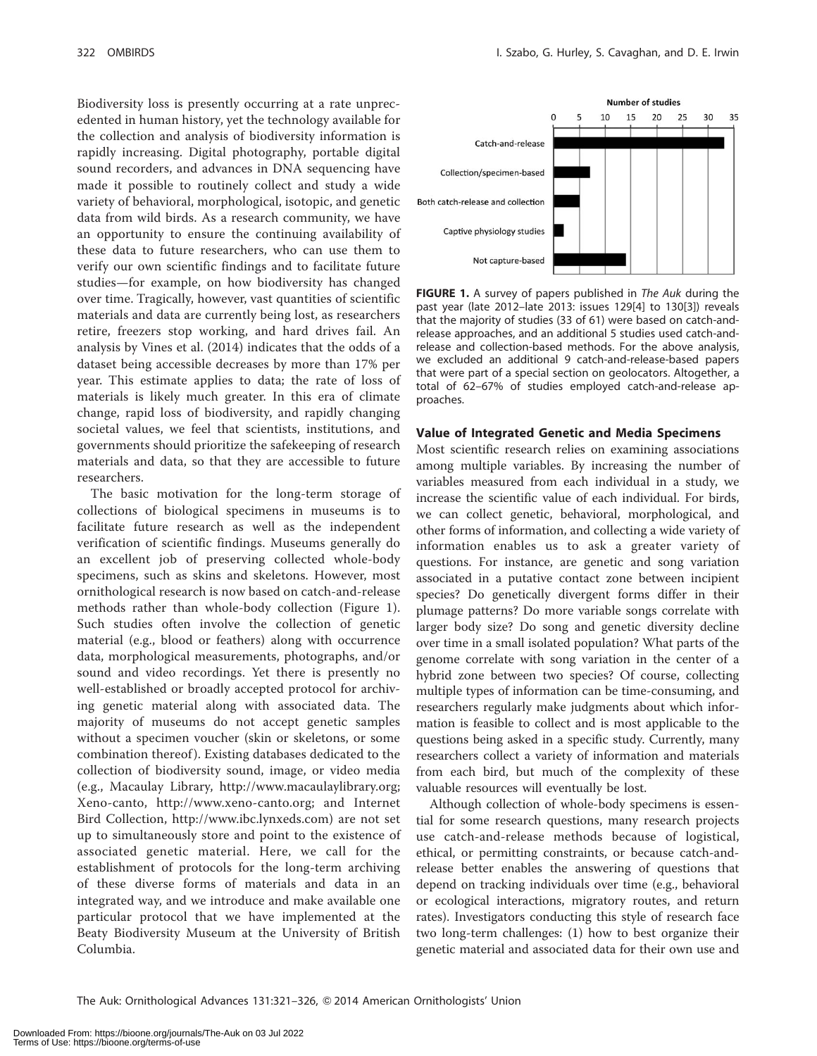Biodiversity loss is presently occurring at a rate unprecedented in human history, yet the technology available for the collection and analysis of biodiversity information is rapidly increasing. Digital photography, portable digital sound recorders, and advances in DNA sequencing have made it possible to routinely collect and study a wide variety of behavioral, morphological, isotopic, and genetic data from wild birds. As a research community, we have an opportunity to ensure the continuing availability of these data to future researchers, who can use them to verify our own scientific findings and to facilitate future studies—for example, on how biodiversity has changed over time. Tragically, however, vast quantities of scientific materials and data are currently being lost, as researchers retire, freezers stop working, and hard drives fail. An analysis by Vines et al. (2014) indicates that the odds of a dataset being accessible decreases by more than 17% per year. This estimate applies to data; the rate of loss of materials is likely much greater. In this era of climate change, rapid loss of biodiversity, and rapidly changing societal values, we feel that scientists, institutions, and governments should prioritize the safekeeping of research materials and data, so that they are accessible to future researchers.

The basic motivation for the long-term storage of collections of biological specimens in museums is to facilitate future research as well as the independent verification of scientific findings. Museums generally do an excellent job of preserving collected whole-body specimens, such as skins and skeletons. However, most ornithological research is now based on catch-and-release methods rather than whole-body collection (Figure 1). Such studies often involve the collection of genetic material (e.g., blood or feathers) along with occurrence data, morphological measurements, photographs, and/or sound and video recordings. Yet there is presently no well-established or broadly accepted protocol for archiving genetic material along with associated data. The majority of museums do not accept genetic samples without a specimen voucher (skin or skeletons, or some combination thereof). Existing databases dedicated to the collection of biodiversity sound, image, or video media (e.g., Macaulay Library, http://www.macaulaylibrary.org; Xeno-canto, http://www.xeno-canto.org; and Internet Bird Collection, http://www.ibc.lynxeds.com) are not set up to simultaneously store and point to the existence of associated genetic material. Here, we call for the establishment of protocols for the long-term archiving of these diverse forms of materials and data in an integrated way, and we introduce and make available one particular protocol that we have implemented at the Beaty Biodiversity Museum at the University of British Columbia.

Number of studies
0 5 10 15 20 25 30 35
Catch-and-release
Collection/specimen-based
Both catch-release and collection
Captive physiology studies
Not capture-based

**FIGURE 1.** A survey of papers published in *The Auk* during the past year (late 2012–late 2013: issues 129[4] to 130[3]) reveals that the majority of studies (33 of 61) were based on catch-and-release approaches, and an additional 5 studies used catch-and-release and collection-based methods. For the above analysis, we excluded an additional 9 catch-and-release-based papers that were part of a special section on geolocators. Altogether, a total of 62–67% of studies employed catch-and-release approaches.

### Value of Integrated Genetic and Media Specimens

Most scientific research relies on examining associations among multiple variables. By increasing the number of variables measured from each individual in a study, we increase the scientific value of each individual. For birds, we can collect genetic, behavioral, morphological, and other forms of information, and collecting a wide variety of information enables us to ask a greater variety of questions. For instance, are genetic and song variation associated in a putative contact zone between incipient species? Do genetically divergent forms differ in their plumage patterns? Do more variable songs correlate with larger body size? Do song and genetic diversity decline over time in a small isolated population? What parts of the genome correlate with song variation in the center of a hybrid zone between two species? Of course, collecting multiple types of information can be time-consuming, and researchers regularly make judgments about which information is feasible to collect and is most applicable to the questions being asked in a specific study. Currently, many researchers collect a variety of information and materials from each bird, but much of the complexity of these valuable resources will eventually be lost.

Although collection of whole-body specimens is essential for some research questions, many research projects use catch-and-release methods because of logistical, ethical, or permitting constraints, or because catch-and-release better enables the answering of questions that depend on tracking individuals over time (e.g., behavioral or ecological interactions, migratory routes, and return rates). Investigators conducting this style of research face two long-term challenges: (1) how to best organize their genetic material and associated data for their own use and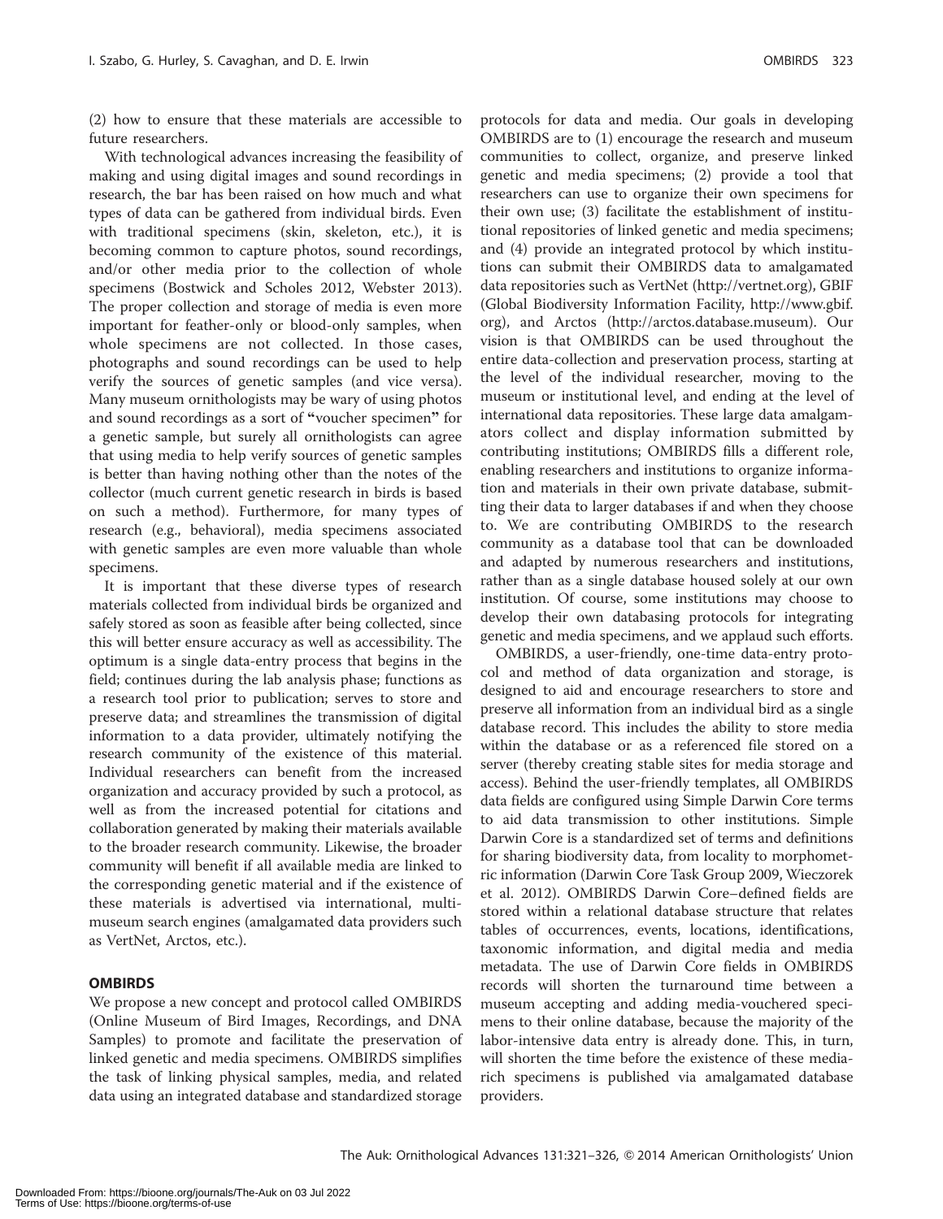(2) how to ensure that these materials are accessible to future researchers.

With technological advances increasing the feasibility of making and using digital images and sound recordings in research, the bar has been raised on how much and what types of data can be gathered from individual birds. Even with traditional specimens (skin, skeleton, etc.), it is becoming common to capture photos, sound recordings, and/or other media prior to the collection of whole specimens (Bostwick and Scholes 2012, Webster 2013). The proper collection and storage of media is even more important for feather-only or blood-only samples, when whole specimens are not collected. In those cases, photographs and sound recordings can be used to help verify the sources of genetic samples (and vice versa). Many museum ornithologists may be wary of using photos and sound recordings as a sort of "voucher specimen" for a genetic sample, but surely all ornithologists can agree that using media to help verify sources of genetic samples is better than having nothing other than the notes of the collector (much current genetic research in birds is based on such a method). Furthermore, for many types of research (e.g., behavioral), media specimens associated with genetic samples are even more valuable than whole specimens.

It is important that these diverse types of research materials collected from individual birds be organized and safely stored as soon as feasible after being collected, since this will better ensure accuracy as well as accessibility. The optimum is a single data-entry process that begins in the field; continues during the lab analysis phase; functions as a research tool prior to publication; serves to store and preserve data; and streamlines the transmission of digital information to a data provider, ultimately notifying the research community of the existence of this material. Individual researchers can benefit from the increased organization and accuracy provided by such a protocol, as well as from the increased potential for citations and collaboration generated by making their materials available to the broader research community. Likewise, the broader community will benefit if all available media are linked to the corresponding genetic material and if the existence of these materials is advertised via international, multi-museum search engines (amalgamated data providers such as VertNet, Arctos, etc.).

## OMBIRDS

We propose a new concept and protocol called OMBIRDS (Online Museum of Bird Images, Recordings, and DNA Samples) to promote and facilitate the preservation of linked genetic and media specimens. OMBIRDS simplifies the task of linking physical samples, media, and related data using an integrated database and standardized storage protocols for data and media. Our goals in developing OMBIRDS are to (1) encourage the research and museum communities to collect, organize, and preserve linked genetic and media specimens; (2) provide a tool that researchers can use to organize their own specimens for their own use; (3) facilitate the establishment of institutional repositories of linked genetic and media specimens; and (4) provide an integrated protocol by which institutions can submit their OMBIRDS data to amalgamated data repositories such as VertNet (http://vertnet.org), GBIF (Global Biodiversity Information Facility, http://www.gbif.org), and Arctos (http://arctos.database.museum). Our vision is that OMBIRDS can be used throughout the entire data-collection and preservation process, starting at the level of the individual researcher, moving to the museum or institutional level, and ending at the level of international data repositories. These large data amalgamators collect and display information submitted by contributing institutions; OMBIRDS fills a different role, enabling researchers and institutions to organize information and materials in their own private database, submitting their data to larger databases if and when they choose to. We are contributing OMBIRDS to the research community as a database tool that can be downloaded and adapted by numerous researchers and institutions, rather than as a single database housed solely at our own institution. Of course, some institutions may choose to develop their own databasing protocols for integrating genetic and media specimens, and we applaud such efforts.

OMBIRDS, a user-friendly, one-time data-entry protocol and method of data organization and storage, is designed to aid and encourage researchers to store and preserve all information from an individual bird as a single database record. This includes the ability to store media within the database or as a referenced file stored on a server (thereby creating stable sites for media storage and access). Behind the user-friendly templates, all OMBIRDS data fields are configured using Simple Darwin Core terms to aid data transmission to other institutions. Simple Darwin Core is a standardized set of terms and definitions for sharing biodiversity data, from locality to morphometric information (Darwin Core Task Group 2009, Wieczorek et al. 2012). OMBIRDS Darwin Core–defined fields are stored within a relational database structure that relates tables of occurrences, events, locations, identifications, taxonomic information, and digital media and media metadata. The use of Darwin Core fields in OMBIRDS records will shorten the turnaround time between a museum accepting and adding media-vouchered specimens to their online database, because the majority of the labor-intensive data entry is already done. This, in turn, will shorten the time before the existence of these media-rich specimens is published via amalgamated database providers.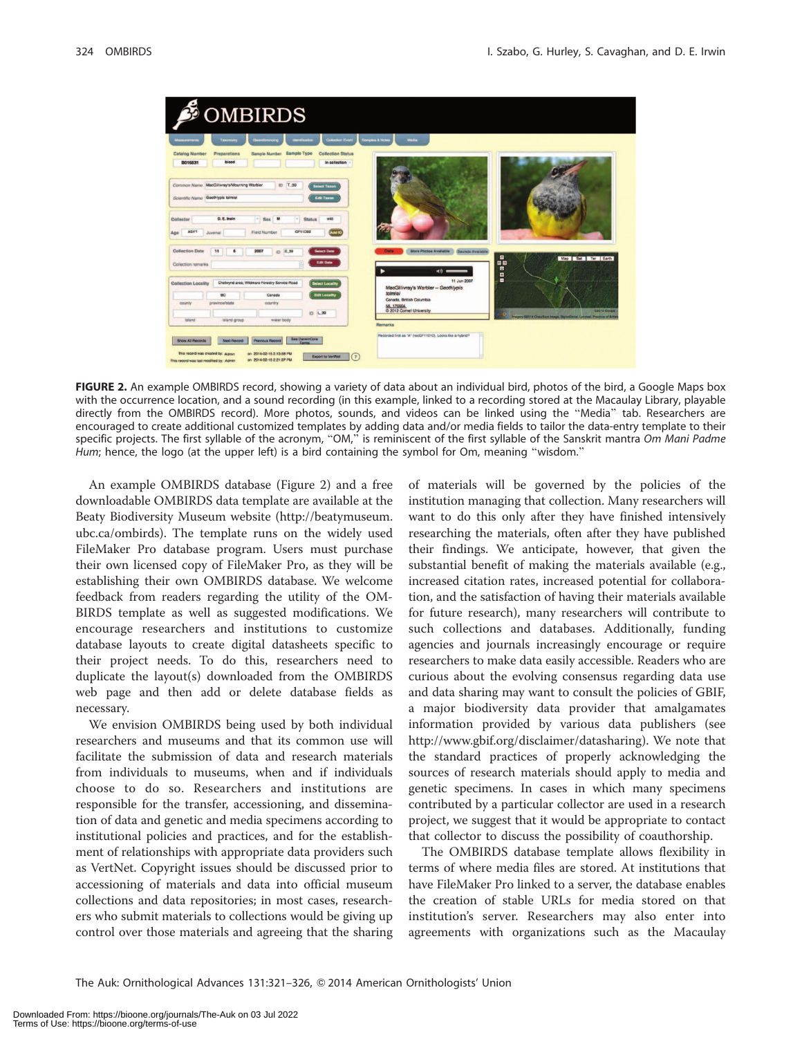**FIGURE 2.** An example OMBIRDS record, showing a variety of data about an individual bird, photos of the bird, a Google Maps box with the occurrence location, and a sound recording (in this example, linked to a recording stored at the Macaulay Library, playable directly from the OMBIRDS record). More photos, sounds, and videos can be linked using the "Media" tab. Researchers are encouraged to create additional customized templates by adding data and/or media fields to tailor the data-entry template to their specific projects. The first syllable of the acronym, "OM," is reminiscent of the first syllable of the Sanskrit mantra *Om Mani Padme Hum*; hence, the logo (at the upper left) is a bird containing the symbol for Om, meaning "wisdom."

An example OMBIRDS database (Figure 2) and a free downloadable OMBIRDS data template are available at the Beaty Biodiversity Museum website (http://beatymuseum.ubc.ca/ombirds). The template runs on the widely used FileMaker Pro database program. Users must purchase their own licensed copy of FileMaker Pro, as they will be establishing their own OMBIRDS database. We welcome feedback from readers regarding the utility of the OMBIRDS template as well as suggested modifications. We encourage researchers and institutions to customize database layouts to create digital datasheets specific to their project needs. To do this, researchers need to duplicate the layout(s) downloaded from the OMBIRDS web page and then add or delete database fields as necessary.

We envision OMBIRDS being used by both individual researchers and museums and that its common use will facilitate the submission of data and research materials from individuals to museums, when and if individuals choose to do so. Researchers and institutions are responsible for the transfer, accessioning, and dissemination of data and genetic and media specimens according to institutional policies and practices, and for the establishment of relationships with appropriate data providers such as VertNet. Copyright issues should be discussed prior to accessioning of materials and data into official museum collections and data repositories; in most cases, researchers who submit materials to collections would be giving up control over those materials and agreeing that the sharing of materials will be governed by the policies of the institution managing that collection. Many researchers will want to do this only after they have finished intensively researching the materials, often after they have published their findings. We anticipate, however, that given the substantial benefit of making the materials available (e.g., increased citation rates, increased potential for collaboration, and the satisfaction of having their materials available for future research), many researchers will contribute to such collections and databases. Additionally, funding agencies and journals increasingly encourage or require researchers to make data easily accessible. Readers who are curious about the evolving consensus regarding data use and data sharing may want to consult the policies of GBIF, a major biodiversity data provider that amalgamates information provided by various data publishers (see http://www.gbif.org/disclaimer/datasharing). We note that the standard practices of properly acknowledging the sources of research materials should apply to media and genetic specimens. In cases in which many specimens contributed by a particular collector are used in a research project, we suggest that it would be appropriate to contact that collector to discuss the possibility of coauthorship.

The OMBIRDS database template allows flexibility in terms of where media files are stored. At institutions that have FileMaker Pro linked to a server, the database enables the creation of stable URLs for media stored on that institution's server. Researchers may also enter into agreements with organizations such as the Macaulay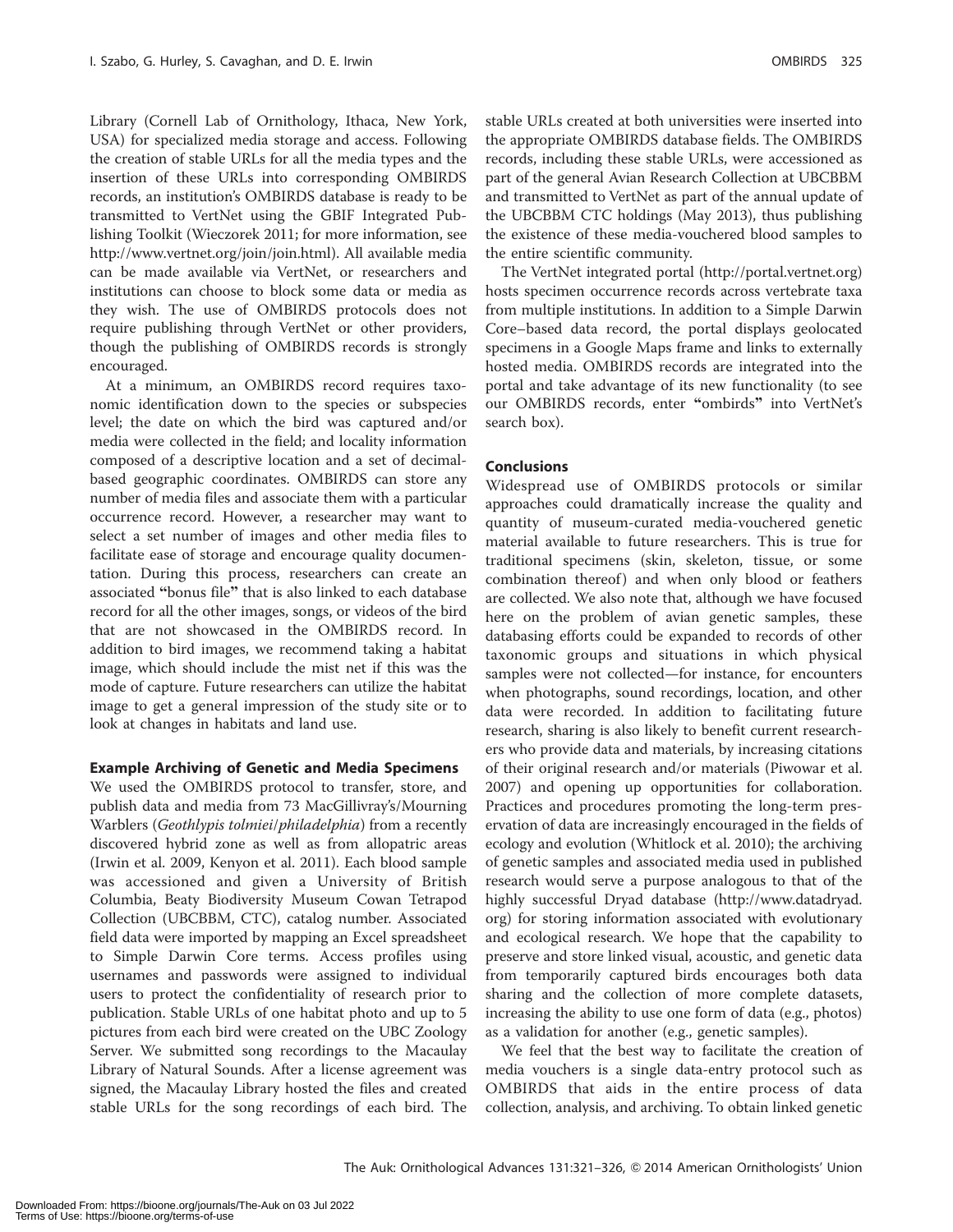Library (Cornell Lab of Ornithology, Ithaca, New York, USA) for specialized media storage and access. Following the creation of stable URLs for all the media types and the insertion of these URLs into corresponding OMBIRDS records, an institution's OMBIRDS database is ready to be transmitted to VertNet using the GBIF Integrated Publishing Toolkit (Wieczorek 2011; for more information, see http://www.vertnet.org/join/join.html). All available media can be made available via VertNet, or researchers and institutions can choose to block some data or media as they wish. The use of OMBIRDS protocols does not require publishing through VertNet or other providers, though the publishing of OMBIRDS records is strongly encouraged.

At a minimum, an OMBIRDS record requires taxonomic identification down to the species or subspecies level; the date on which the bird was captured and/or media were collected in the field; and locality information composed of a descriptive location and a set of decimal-based geographic coordinates. OMBIRDS can store any number of media files and associate them with a particular occurrence record. However, a researcher may want to select a set number of images and other media files to facilitate ease of storage and encourage quality documentation. During this process, researchers can create an associated "bonus file" that is also linked to each database record for all the other images, songs, or videos of the bird that are not showcased in the OMBIRDS record. In addition to bird images, we recommend taking a habitat image, which should include the mist net if this was the mode of capture. Future researchers can utilize the habitat image to get a general impression of the study site or to look at changes in habitats and land use.

### Example Archiving of Genetic and Media Specimens

We used the OMBIRDS protocol to transfer, store, and publish data and media from 73 MacGillivray's/Mourning Warblers (*Geothlypis tolmiei*/*philadelphia*) from a recently discovered hybrid zone as well as from allopatric areas (Irwin et al. 2009, Kenyon et al. 2011). Each blood sample was accessioned and given a University of British Columbia, Beaty Biodiversity Museum Cowan Tetrapod Collection (UBCBBM, CTC), catalog number. Associated field data were imported by mapping an Excel spreadsheet to Simple Darwin Core terms. Access profiles using usernames and passwords were assigned to individual users to protect the confidentiality of research prior to publication. Stable URLs of one habitat photo and up to 5 pictures from each bird were created on the UBC Zoology Server. We submitted song recordings to the Macaulay Library of Natural Sounds. After a license agreement was signed, the Macaulay Library hosted the files and created stable URLs for the song recordings of each bird. The stable URLs created at both universities were inserted into the appropriate OMBIRDS database fields. The OMBIRDS records, including these stable URLs, were accessioned as part of the general Avian Research Collection at UBCBBM and transmitted to VertNet as part of the annual update of the UBCBBM CTC holdings (May 2013), thus publishing the existence of these media-vouchered blood samples to the entire scientific community.

The VertNet integrated portal (http://portal.vertnet.org) hosts specimen occurrence records across vertebrate taxa from multiple institutions. In addition to a Simple Darwin Core–based data record, the portal displays geolocated specimens in a Google Maps frame and links to externally hosted media. OMBIRDS records are integrated into the portal and take advantage of its new functionality (to see our OMBIRDS records, enter "ombirds" into VertNet's search box).

### Conclusions

Widespread use of OMBIRDS protocols or similar approaches could dramatically increase the quality and quantity of museum-curated media-vouchered genetic material available to future researchers. This is true for traditional specimens (skin, skeleton, tissue, or some combination thereof) and when only blood or feathers are collected. We also note that, although we have focused here on the problem of avian genetic samples, these databasing efforts could be expanded to records of other taxonomic groups and situations in which physical samples were not collected—for instance, for encounters when photographs, sound recordings, location, and other data were recorded. In addition to facilitating future research, sharing is also likely to benefit current researchers who provide data and materials, by increasing citations of their original research and/or materials (Piwowar et al. 2007) and opening up opportunities for collaboration. Practices and procedures promoting the long-term preservation of data are increasingly encouraged in the fields of ecology and evolution (Whitlock et al. 2010); the archiving of genetic samples and associated media used in published research would serve a purpose analogous to that of the highly successful Dryad database (http://www.datadryad.org) for storing information associated with evolutionary and ecological research. We hope that the capability to preserve and store linked visual, acoustic, and genetic data from temporarily captured birds encourages both data sharing and the collection of more complete datasets, increasing the ability to use one form of data (e.g., photos) as a validation for another (e.g., genetic samples).

We feel that the best way to facilitate the creation of media vouchers is a single data-entry protocol such as OMBIRDS that aids in the entire process of data collection, analysis, and archiving. To obtain linked genetic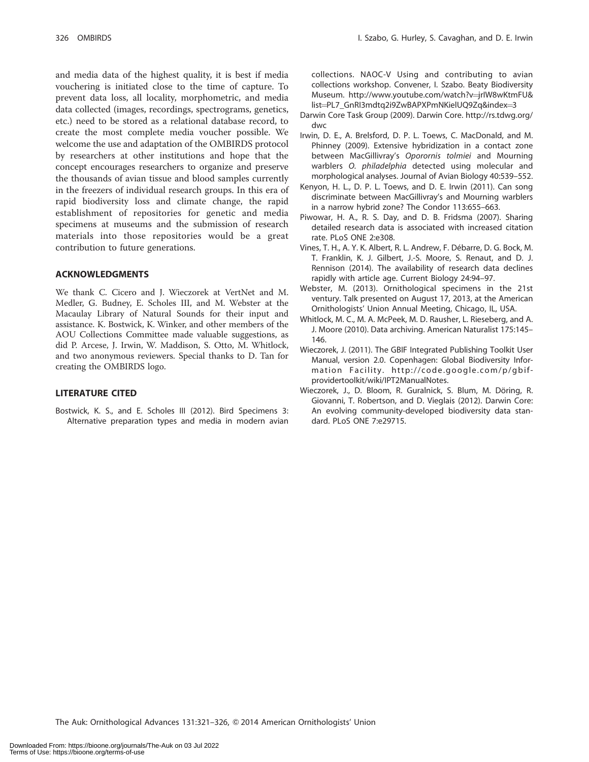and media data of the highest quality, it is best if media vouchering is initiated close to the time of capture. To prevent data loss, all locality, morphometric, and media data collected (images, recordings, spectrograms, genetics, etc.) need to be stored as a relational database record, to create the most complete media voucher possible. We welcome the use and adaptation of the OMBIRDS protocol by researchers at other institutions and hope that the concept encourages researchers to organize and preserve the thousands of avian tissue and blood samples currently in the freezers of individual research groups. In this era of rapid biodiversity loss and climate change, the rapid establishment of repositories for genetic and media specimens at museums and the submission of research materials into those repositories would be a great contribution to future generations.

## ACKNOWLEDGMENTS

We thank C. Cicero and J. Wieczorek at VertNet and M. Medler, G. Budney, E. Scholes III, and M. Webster at the Macaulay Library of Natural Sounds for their input and assistance. K. Bostwick, K. Winker, and other members of the AOU Collections Committee made valuable suggestions, as did P. Arcese, J. Irwin, W. Maddison, S. Otto, M. Whitlock, and two anonymous reviewers. Special thanks to D. Tan for creating the OMBIRDS logo.

## LITERATURE CITED

Bostwick, K. S., and E. Scholes III (2012). Bird Specimens 3: Alternative preparation types and media in modern avian collections. NAOC-V Using and contributing to avian collections workshop. Convener, I. Szabo. Beaty Biodiversity Museum. http://www.youtube.com/watch?v=jrlW8wKtmFU&list=PL7_GnRl3mdtq2i9ZwBAPXPmNKielUQ9Zq&index=3

Darwin Core Task Group (2009). Darwin Core. http://rs.tdwg.org/dwc

Irwin, D. E., A. Brelsford, D. P. L. Toews, C. MacDonald, and M. Phinney (2009). Extensive hybridization in a contact zone between MacGillivray's *Oporornis tolmiei* and Mourning warblers *O. philadelphia* detected using molecular and morphological analyses. Journal of Avian Biology 40:539–552.

Kenyon, H. L., D. P. L. Toews, and D. E. Irwin (2011). Can song discriminate between MacGillivray's and Mourning warblers in a narrow hybrid zone? The Condor 113:655–663.

Piwowar, H. A., R. S. Day, and D. B. Fridsma (2007). Sharing detailed research data is associated with increased citation rate. PLoS ONE 2:e308.

Vines, T. H., A. Y. K. Albert, R. L. Andrew, F. Débarre, D. G. Bock, M. T. Franklin, K. J. Gilbert, J.-S. Moore, S. Renaut, and D. J. Rennison (2014). The availability of research data declines rapidly with article age. Current Biology 24:94–97.

Webster, M. (2013). Ornithological specimens in the 21st ventury. Talk presented on August 17, 2013, at the American Ornithologists' Union Annual Meeting, Chicago, IL, USA.

Whitlock, M. C., M. A. McPeek, M. D. Rausher, L. Rieseberg, and A. J. Moore (2010). Data archiving. American Naturalist 175:145–146.

Wieczorek, J. (2011). The GBIF Integrated Publishing Toolkit User Manual, version 2.0. Copenhagen: Global Biodiversity Information Facility. http://code.google.com/p/gbif-providertoolkit/wiki/IPT2ManualNotes.

Wieczorek, J., D. Bloom, R. Guralnick, S. Blum, M. Döring, R. Giovanni, T. Robertson, and D. Vieglais (2012). Darwin Core: An evolving community-developed biodiversity data standard. PLoS ONE 7:e29715.